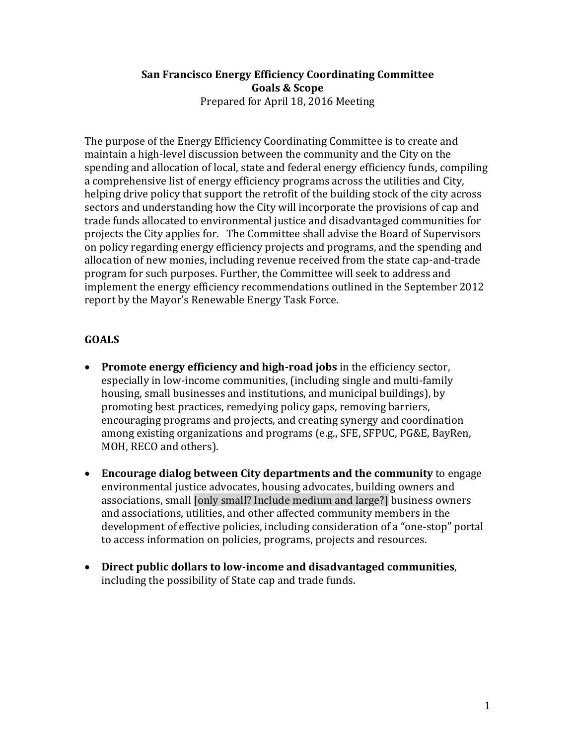**San Francisco Energy Efficiency Coordinating Committee**
**Goals & Scope**
Prepared for April 18, 2016 Meeting

The purpose of the Energy Efficiency Coordinating Committee is to create and maintain a high-level discussion between the community and the City on the spending and allocation of local, state and federal energy efficiency funds, compiling a comprehensive list of energy efficiency programs across the utilities and City, helping drive policy that support the retrofit of the building stock of the city across sectors and understanding how the City will incorporate the provisions of cap and trade funds allocated to environmental justice and disadvantaged communities for projects the City applies for. The Committee shall advise the Board of Supervisors on policy regarding energy efficiency projects and programs, and the spending and allocation of new monies, including revenue received from the state cap-and-trade program for such purposes. Further, the Committee will seek to address and implement the energy efficiency recommendations outlined in the September 2012 report by the Mayor's Renewable Energy Task Force.

## GOALS

- **Promote energy efficiency and high-road jobs** in the efficiency sector, especially in low-income communities, (including single and multi-family housing, small businesses and institutions, and municipal buildings), by promoting best practices, remedying policy gaps, removing barriers, encouraging programs and projects, and creating synergy and coordination among existing organizations and programs (e.g., SFE, SFPUC, PG&E, BayRen, MOH, RECO and others).

- **Encourage dialog between City departments and the community** to engage environmental justice advocates, housing advocates, building owners and associations, small [only small? Include medium and large?] business owners and associations, utilities, and other affected community members in the development of effective policies, including consideration of a "one-stop" portal to access information on policies, programs, projects and resources.

- **Direct public dollars to low-income and disadvantaged communities**, including the possibility of State cap and trade funds.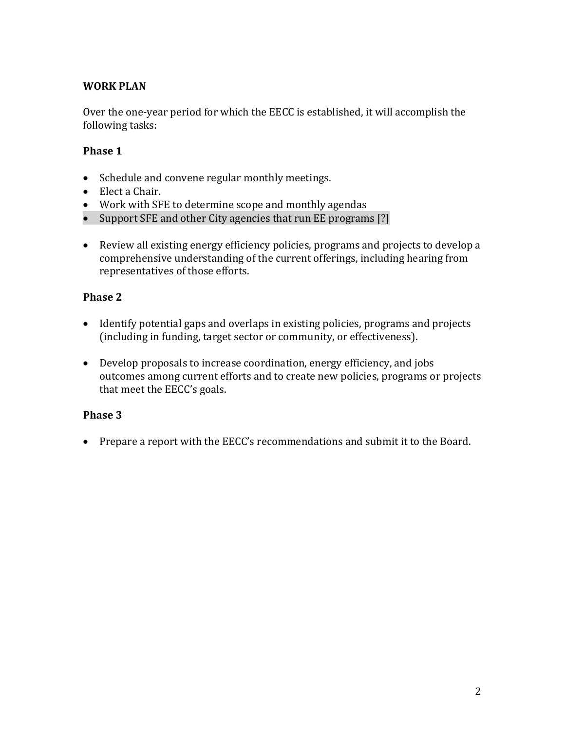**WORK PLAN**

Over the one-year period for which the EECC is established, it will accomplish the following tasks:

**Phase 1**

- Schedule and convene regular monthly meetings.
- Elect a Chair.
- Work with SFE to determine scope and monthly agendas
- Support SFE and other City agencies that run EE programs [?]
- Review all existing energy efficiency policies, programs and projects to develop a comprehensive understanding of the current offerings, including hearing from representatives of those efforts.

**Phase 2**

- Identify potential gaps and overlaps in existing policies, programs and projects (including in funding, target sector or community, or effectiveness).
- Develop proposals to increase coordination, energy efficiency, and jobs outcomes among current efforts and to create new policies, programs or projects that meet the EECC's goals.

**Phase 3**

- Prepare a report with the EECC's recommendations and submit it to the Board.